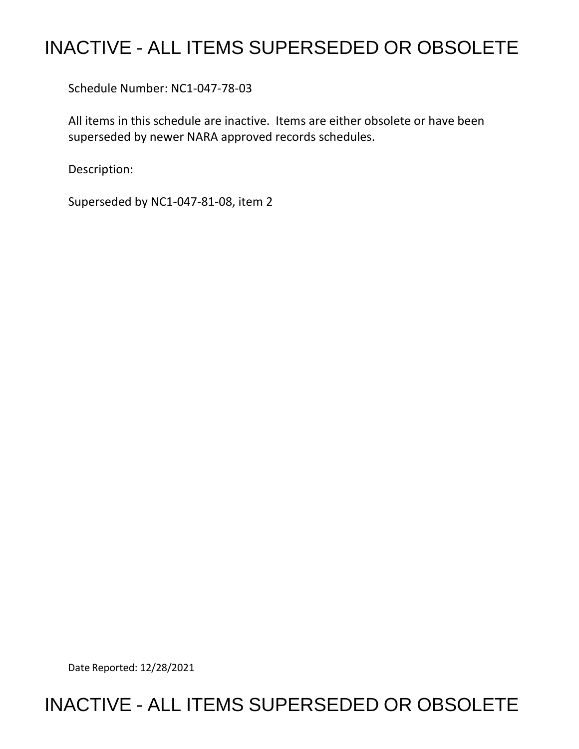# INACTIVE - ALL ITEMS SUPERSEDED OR OBSOLETE

Schedule Number: NC1-047-78-03

All items in this schedule are inactive. Items are either obsolete or have been superseded by newer NARA approved records schedules.

Description:

Superseded by NC1-047-81-08, item 2

Date Reported: 12/28/2021

# INACTIVE - ALL ITEMS SUPERSEDED OR OBSOLETE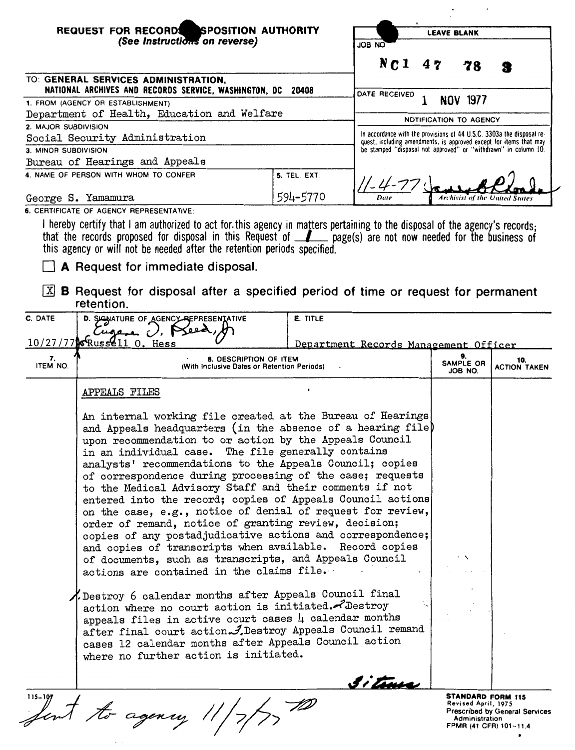**REQUEST FOR RECORDS DISPOSITION AUTHORITY**
*(See Instructions on reverse)*

| LEAVE BLANK |
| --- |
| JOB NO **NC1 47 78 3** |
| DATE RECEIVED **1 NOV 1977** |
| NOTIFICATION TO AGENCY |
| In accordance with the provisions of 44 U.S.C. 3303a the disposal request, including amendments, is approved except for items that may be stamped "disposal not approved" or "withdrawn" in column 10. |
| 11-4-77 Date — Archivist of the United States |

TO: **GENERAL SERVICES ADMINISTRATION, NATIONAL ARCHIVES AND RECORDS SERVICE, WASHINGTON, DC 20408**

1. FROM (AGENCY OR ESTABLISHMENT)
Department of Health, Education and Welfare

2. MAJOR SUBDIVISION
Social Security Administration

3. MINOR SUBDIVISION
Bureau of Hearings and Appeals

4. NAME OF PERSON WITH WHOM TO CONFER
George S. Yamamura

5. TEL. EXT.
594-5770

6. CERTIFICATE OF AGENCY REPRESENTATIVE:

I hereby certify that I am authorized to act for this agency in matters pertaining to the disposal of the agency's records; that the records proposed for disposal in this Request of 1 page(s) are not now needed for the business of this agency or will not be needed after the retention periods specified.

☐ **A** Request for immediate disposal.

☒ **B** Request for disposal after a specified period of time or request for permanent retention.

| C. DATE | D. SIGNATURE OF AGENCY REPRESENTATIVE | E. TITLE |
| --- | --- | --- |
| 10/27/77 | Eugene O. Reed, Jr. for Russell O. Hess | Department Records Management Officer |

| 7. ITEM NO. | 8. DESCRIPTION OF ITEM (With Inclusive Dates or Retention Periods) | 9. SAMPLE OR JOB NO. | 10. ACTION TAKEN |
| --- | --- | --- | --- |
| | APPEALS FILES<br><br>An internal working file created at the Bureau of Hearings and Appeals headquarters (in the absence of a hearing file) upon recommendation to or action by the Appeals Council in an individual case. The file generally contains analysts' recommendations to the Appeals Council; copies of correspondence during processing of the case; requests to the Medical Advisory Staff and their comments if not entered into the record; copies of Appeals Council actions on the case, e.g., notice of denial of request for review, order of remand, notice of granting review, decision; copies of any postadjudicative actions and correspondence; and copies of transcripts when available. Record copies of documents, such as transcripts, and Appeals Council actions are contained in the claims file.<br><br>1. Destroy 6 calendar months after Appeals Council final action where no court action is initiated. 2. Destroy appeals files in active court cases 4 calendar months after final court action. 3. Destroy Appeals Council remand cases 12 calendar months after Appeals Council action where no further action is initiated.<br><br>3 items | | |

115-107

Sent to agency 11/7/77

**STANDARD FORM 115**
Revised April, 1975
Prescribed by General Services Administration
FPMR (41 CFR) 101-11.4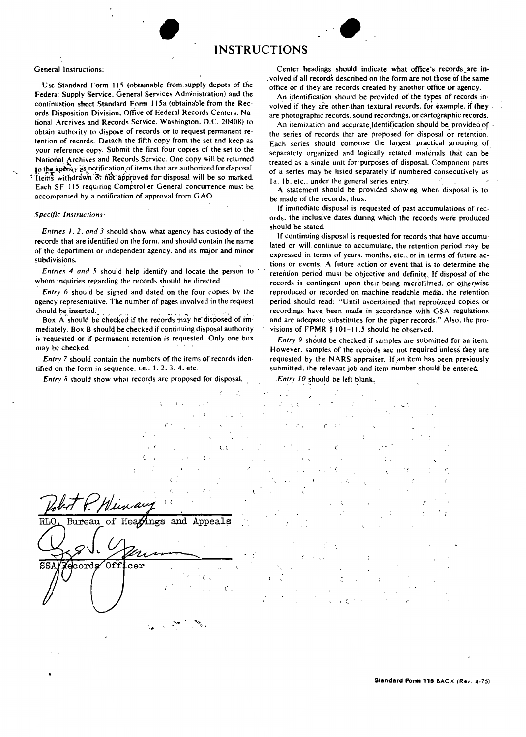# INSTRUCTIONS

General Instructions:

Use Standard Form 115 (obtainable from supply depots of the Federal Supply Service, General Services Administration) and the continuation sheet Standard Form 115a (obtainable from the Records Disposition Division, Office of Federal Records Centers, National Archives and Records Service, Washington, D.C. 20408) to obtain authority to dispose of records or to request permanent retention of records. Detach the fifth copy from the set and keep as your reference copy. Submit the first four copies of the set to the National Archives and Records Service. One copy will be returned to the agency as notification of items that are authorized for disposal. Items withdrawn or not approved for disposal will be so marked. Each SF 115 requiring Comptroller General concurrence must be accompanied by a notification of approval from GAO.

*Specific Instructions:*

*Entries 1, 2, and 3* should show what agency has custody of the records that are identified on the form, and should contain the name of the department or independent agency, and its major and minor subdivisions.

*Entries 4 and 5* should help identify and locate the person to whom inquiries regarding the records should be directed.

*Entry 6* should be signed and dated on the four copies by the agency representative. The number of pages involved in the request should be inserted.

Box A should be checked if the records may be disposed of immediately. Box B should be checked if continuing disposal authority is requested or if permanent retention is requested. Only one box may be checked.

*Entry 7* should contain the numbers of the items of records identified on the form in sequence, i.e., 1, 2, 3, 4, etc.

*Entry 8* should show what records are proposed for disposal.

Center headings should indicate what office's records are involved if all records described on the form are not those of the same office or if they are records created by another office or agency.

An identification should be provided of the types of records involved if they are other than textural records, for example, if they are photographic records, sound recordings, or cartographic records.

An itemization and accurate identification should be provided of the series of records that are proposed for disposal or retention. Each series should comprise the largest practical grouping of separately organized and logically related materials that can be treated as a single unit for purposes of disposal. Component parts of a series may be listed separately if numbered consecutively as 1a, 1b, etc., under the general series entry.

A statement should be provided showing when disposal is to be made of the records, thus:

If immediate disposal is requested of past accumulations of records, the inclusive dates during which the records were produced should be stated.

If continuing disposal is requested for records that have accumulated or will continue to accumulate, the retention period may be expressed in terms of years, months, etc., or in terms of future actions or events. A future action or event that is to determine the retention period must be objective and definite. If disposal of the records is contingent upon their being microfilmed, or otherwise reproduced or recorded on machine readable media, the retention period should read: "Until ascertained that reproduced copies or recordings have been made in accordance with GSA regulations and are adequate substitutes for the paper records." Also, the provisions of FPMR § 101-11.5 should be observed.

*Entry 9* should be checked if samples are submitted for an item. However, samples of the records are not required unless they are requested by the NARS appraiser. If an item has been previously submitted, the relevant job and item number should be entered.

*Entry 10* should be left blank.

Robert P. Wieneay

RLO, Bureau of Hearings and Appeals

[Signature]

SSA Records Officer

Standard Form 115 BACK (Rev. 4-75)